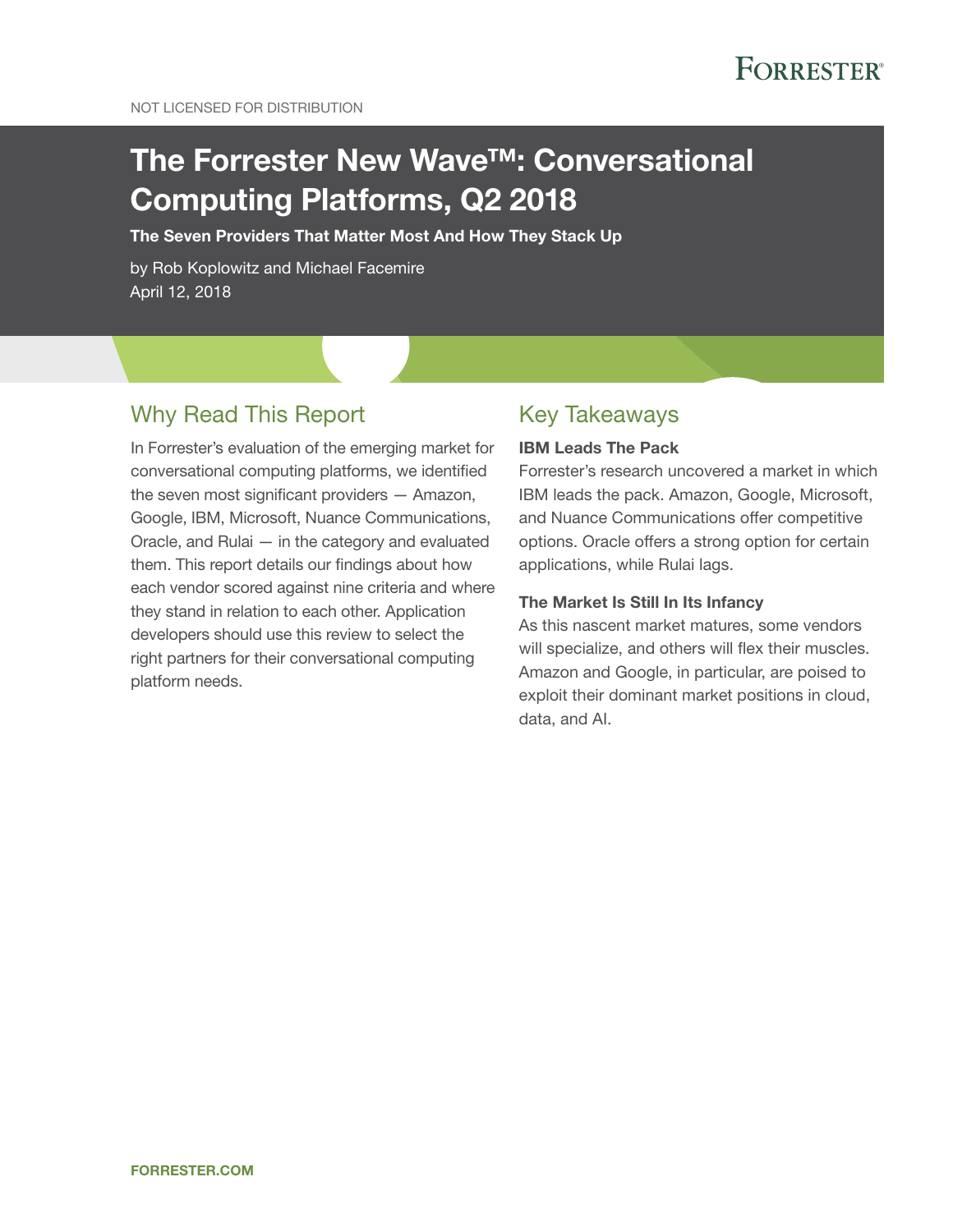NOT LICENSED FOR DISTRIBUTION

# The Forrester New Wave™: Conversational Computing Platforms, Q2 2018

**The Seven Providers That Matter Most And How They Stack Up**

by Rob Koplowitz and Michael Facemire
April 12, 2018

## Why Read This Report

In Forrester's evaluation of the emerging market for conversational computing platforms, we identified the seven most significant providers — Amazon, Google, IBM, Microsoft, Nuance Communications, Oracle, and Rulai — in the category and evaluated them. This report details our findings about how each vendor scored against nine criteria and where they stand in relation to each other. Application developers should use this review to select the right partners for their conversational computing platform needs.

## Key Takeaways

**IBM Leads The Pack**

Forrester's research uncovered a market in which IBM leads the pack. Amazon, Google, Microsoft, and Nuance Communications offer competitive options. Oracle offers a strong option for certain applications, while Rulai lags.

**The Market Is Still In Its Infancy**

As this nascent market matures, some vendors will specialize, and others will flex their muscles. Amazon and Google, in particular, are poised to exploit their dominant market positions in cloud, data, and AI.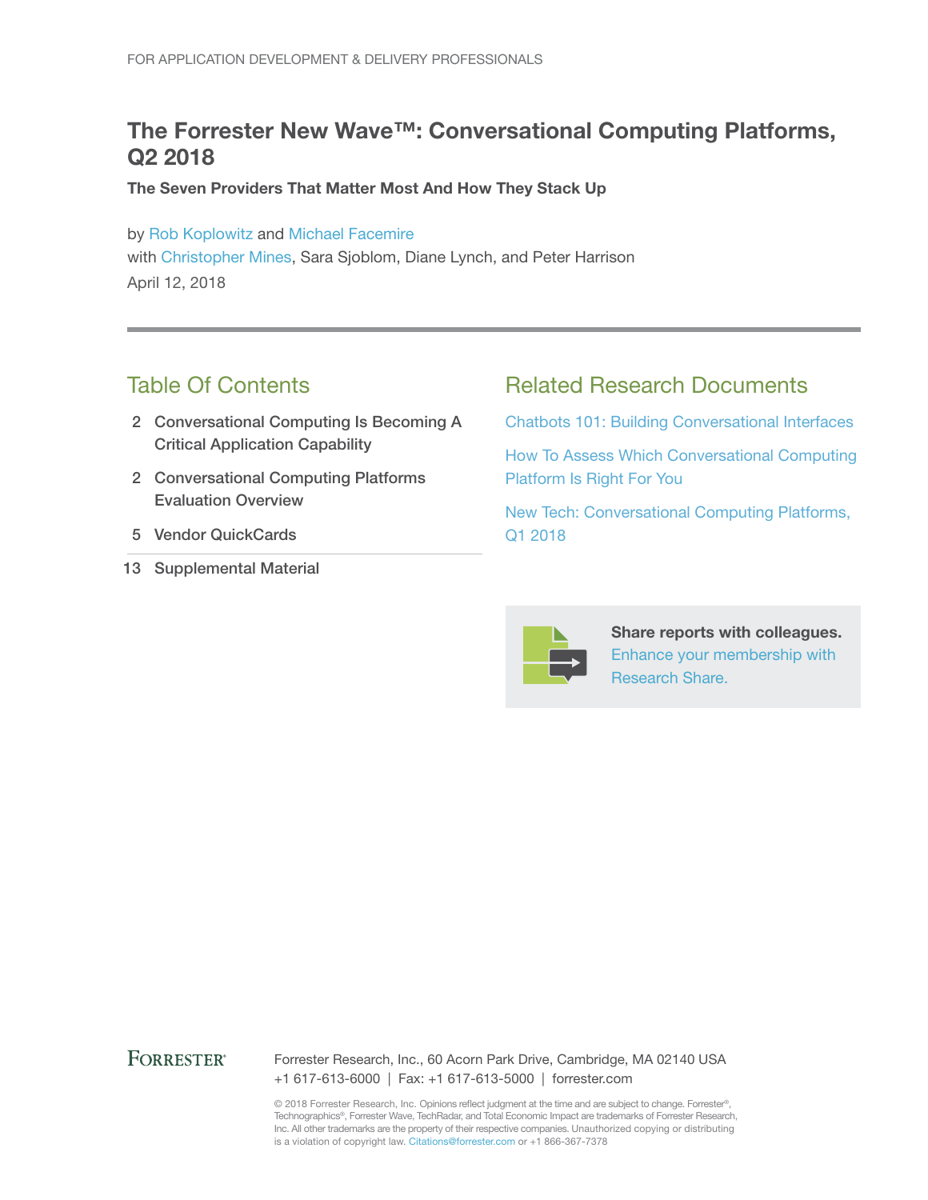FOR APPLICATION DEVELOPMENT & DELIVERY PROFESSIONALS

# The Forrester New Wave™: Conversational Computing Platforms, Q2 2018

### The Seven Providers That Matter Most And How They Stack Up

by Rob Koplowitz and Michael Facemire
with Christopher Mines, Sara Sjoblom, Diane Lynch, and Peter Harrison
April 12, 2018

## Table Of Contents

2 Conversational Computing Is Becoming A Critical Application Capability

2 Conversational Computing Platforms Evaluation Overview

5 Vendor QuickCards

13 Supplemental Material

## Related Research Documents

Chatbots 101: Building Conversational Interfaces

How To Assess Which Conversational Computing Platform Is Right For You

New Tech: Conversational Computing Platforms, Q1 2018

**Share reports with colleagues.** Enhance your membership with Research Share.

FORRESTER®

Forrester Research, Inc., 60 Acorn Park Drive, Cambridge, MA 02140 USA
+1 617-613-6000 | Fax: +1 617-613-5000 | forrester.com

© 2018 Forrester Research, Inc. Opinions reflect judgment at the time and are subject to change. Forrester®, Technographics®, Forrester Wave, TechRadar, and Total Economic Impact are trademarks of Forrester Research, Inc. All other trademarks are the property of their respective companies. Unauthorized copying or distributing is a violation of copyright law. Citations@forrester.com or +1 866-367-7378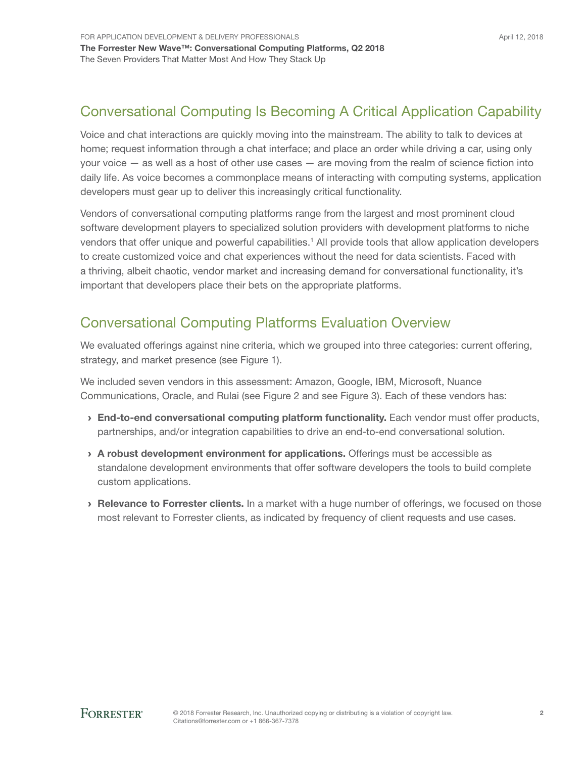## Conversational Computing Is Becoming A Critical Application Capability

Voice and chat interactions are quickly moving into the mainstream. The ability to talk to devices at home; request information through a chat interface; and place an order while driving a car, using only your voice — as well as a host of other use cases — are moving from the realm of science fiction into daily life. As voice becomes a commonplace means of interacting with computing systems, application developers must gear up to deliver this increasingly critical functionality.

Vendors of conversational computing platforms range from the largest and most prominent cloud software development players to specialized solution providers with development platforms to niche vendors that offer unique and powerful capabilities.[1] All provide tools that allow application developers to create customized voice and chat experiences without the need for data scientists. Faced with a thriving, albeit chaotic, vendor market and increasing demand for conversational functionality, it's important that developers place their bets on the appropriate platforms.

## Conversational Computing Platforms Evaluation Overview

We evaluated offerings against nine criteria, which we grouped into three categories: current offering, strategy, and market presence (see Figure 1).

We included seven vendors in this assessment: Amazon, Google, IBM, Microsoft, Nuance Communications, Oracle, and Rulai (see Figure 2 and see Figure 3). Each of these vendors has:

- **End-to-end conversational computing platform functionality.** Each vendor must offer products, partnerships, and/or integration capabilities to drive an end-to-end conversational solution.
- **A robust development environment for applications.** Offerings must be accessible as standalone development environments that offer software developers the tools to build complete custom applications.
- **Relevance to Forrester clients.** In a market with a huge number of offerings, we focused on those most relevant to Forrester clients, as indicated by frequency of client requests and use cases.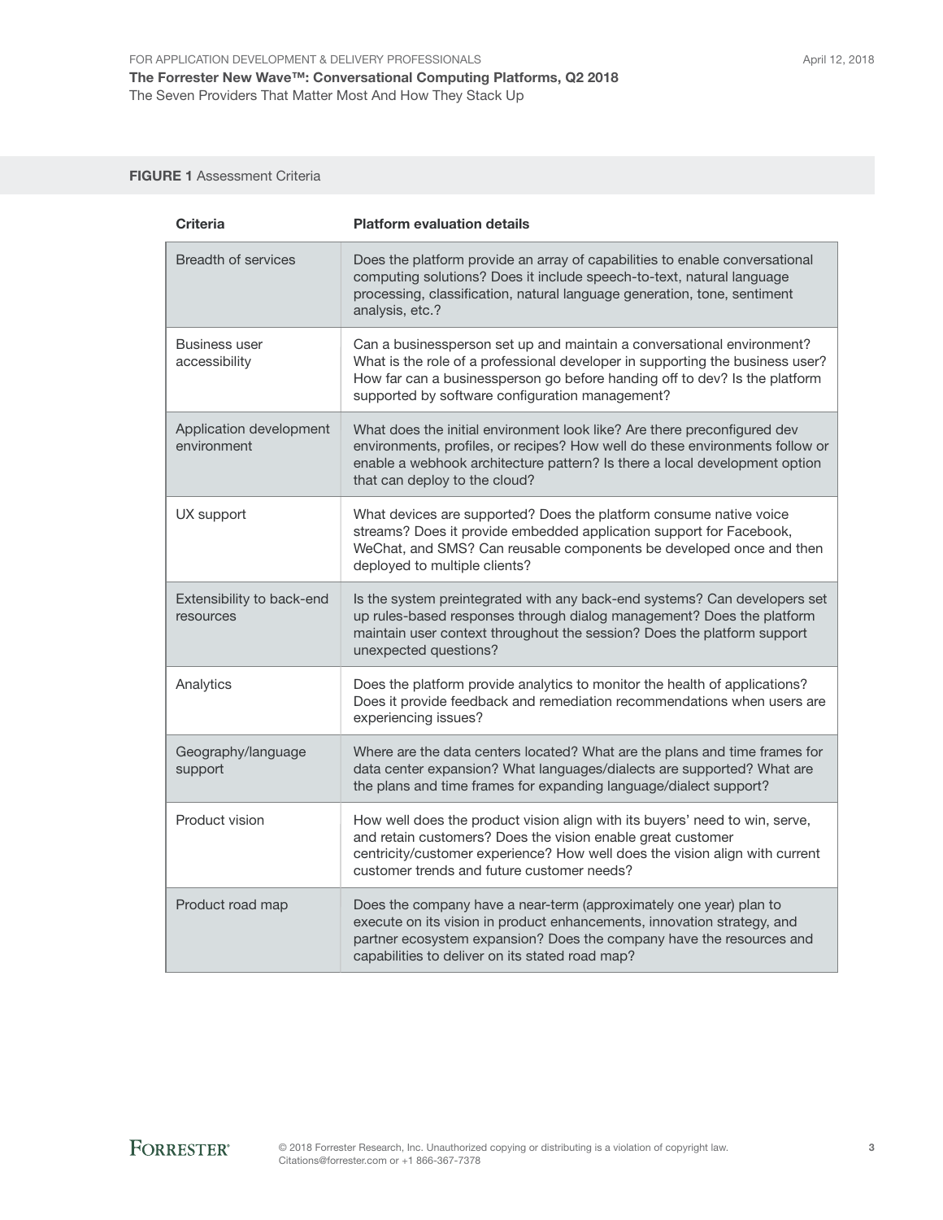**FIGURE 1** Assessment Criteria

| Criteria | Platform evaluation details |
|---|---|
| Breadth of services | Does the platform provide an array of capabilities to enable conversational computing solutions? Does it include speech-to-text, natural language processing, classification, natural language generation, tone, sentiment analysis, etc.? |
| Business user accessibility | Can a businessperson set up and maintain a conversational environment? What is the role of a professional developer in supporting the business user? How far can a businessperson go before handing off to dev? Is the platform supported by software configuration management? |
| Application development environment | What does the initial environment look like? Are there preconfigured dev environments, profiles, or recipes? How well do these environments follow or enable a webhook architecture pattern? Is there a local development option that can deploy to the cloud? |
| UX support | What devices are supported? Does the platform consume native voice streams? Does it provide embedded application support for Facebook, WeChat, and SMS? Can reusable components be developed once and then deployed to multiple clients? |
| Extensibility to back-end resources | Is the system preintegrated with any back-end systems? Can developers set up rules-based responses through dialog management? Does the platform maintain user context throughout the session? Does the platform support unexpected questions? |
| Analytics | Does the platform provide analytics to monitor the health of applications? Does it provide feedback and remediation recommendations when users are experiencing issues? |
| Geography/language support | Where are the data centers located? What are the plans and time frames for data center expansion? What languages/dialects are supported? What are the plans and time frames for expanding language/dialect support? |
| Product vision | How well does the product vision align with its buyers' need to win, serve, and retain customers? Does the vision enable great customer centricity/customer experience? How well does the vision align with current customer trends and future customer needs? |
| Product road map | Does the company have a near-term (approximately one year) plan to execute on its vision in product enhancements, innovation strategy, and partner ecosystem expansion? Does the company have the resources and capabilities to deliver on its stated road map? |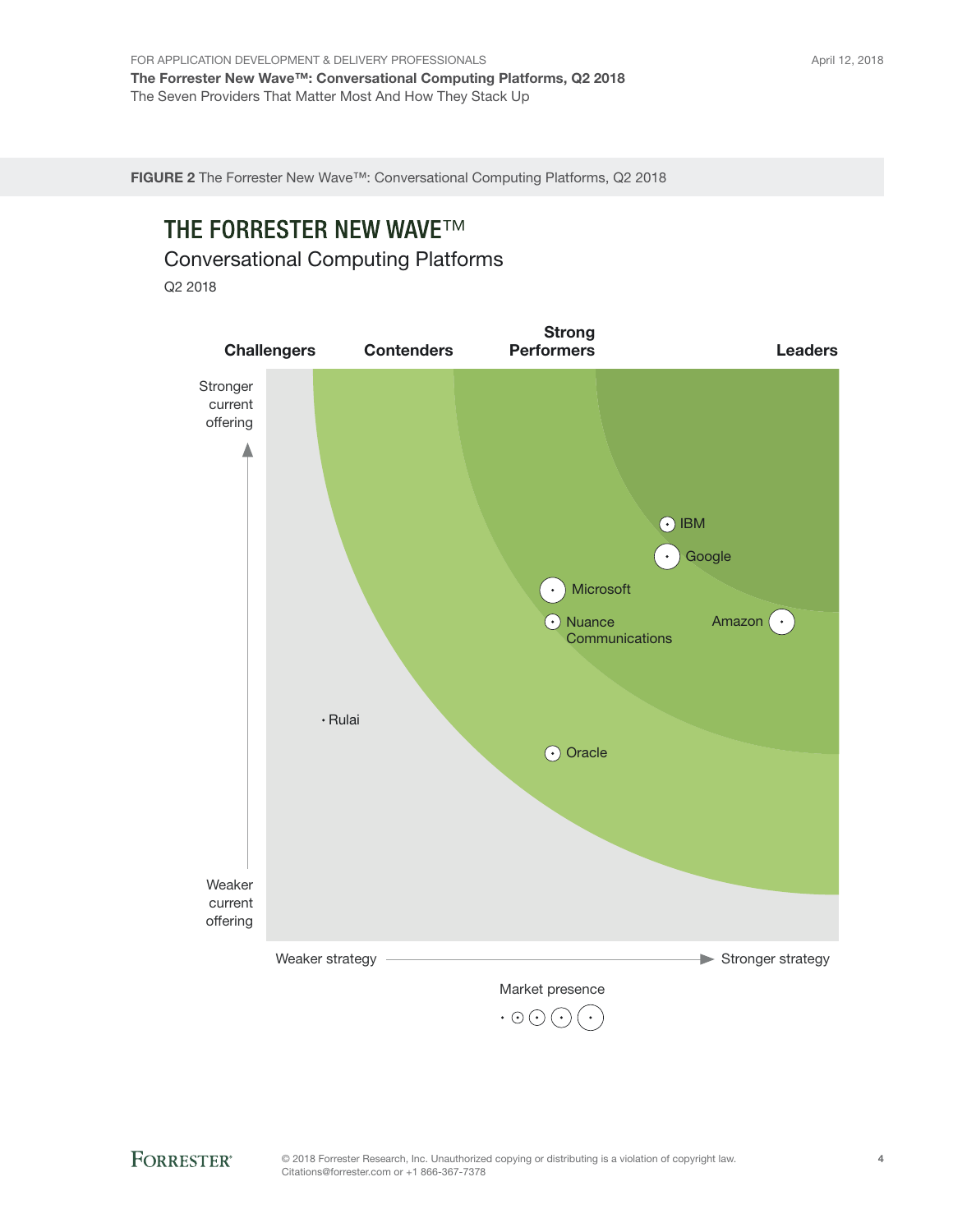**FIGURE 2** The Forrester New Wave™: Conversational Computing Platforms, Q2 2018

# THE FORRESTER NEW WAVE™

Conversational Computing Platforms

Q2 2018

Challengers | Contenders | Strong Performers | Leaders

Stronger current offering

Weaker current offering

IBM

Google

Microsoft

Nuance Communications

Amazon

Rulai

Oracle

Weaker strategy — Stronger strategy

Market presence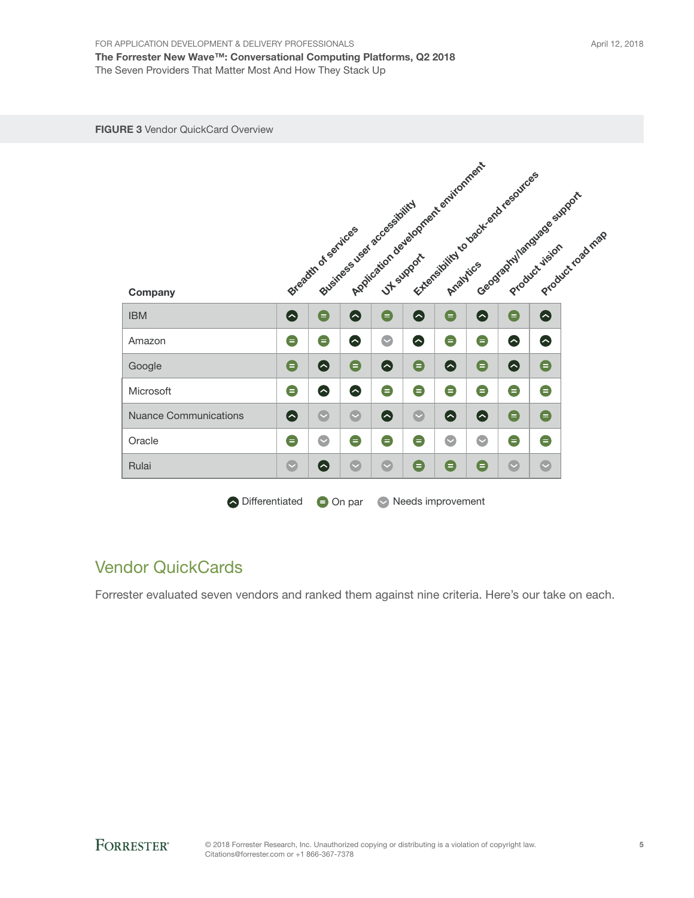**FIGURE 3** Vendor QuickCard Overview

| Company | Breadth of services | Business user accessibility | Application development environment | UX support | Extensibility to back-end resources | Analytics | Geography/language support | Product vision | Product road map |
|---|---|---|---|---|---|---|---|---|---|
| IBM | Differentiated | On par | Differentiated | On par | Differentiated | On par | Differentiated | On par | Differentiated |
| Amazon | On par | On par | Differentiated | Needs improvement | Differentiated | On par | On par | Differentiated | Differentiated |
| Google | On par | Differentiated | On par | Differentiated | On par | Differentiated | On par | Differentiated | On par |
| Microsoft | On par | Differentiated | Differentiated | On par | On par | On par | On par | On par | On par |
| Nuance Communications | Differentiated | Needs improvement | Needs improvement | Differentiated | Needs improvement | Differentiated | Differentiated | On par | On par |
| Oracle | On par | Needs improvement | On par | On par | On par | Needs improvement | Needs improvement | On par | On par |
| Rulai | Needs improvement | Differentiated | Needs improvement | Needs improvement | On par | On par | On par | Needs improvement | Needs improvement |

Differentiated · On par · Needs improvement

## Vendor QuickCards

Forrester evaluated seven vendors and ranked them against nine criteria. Here's our take on each.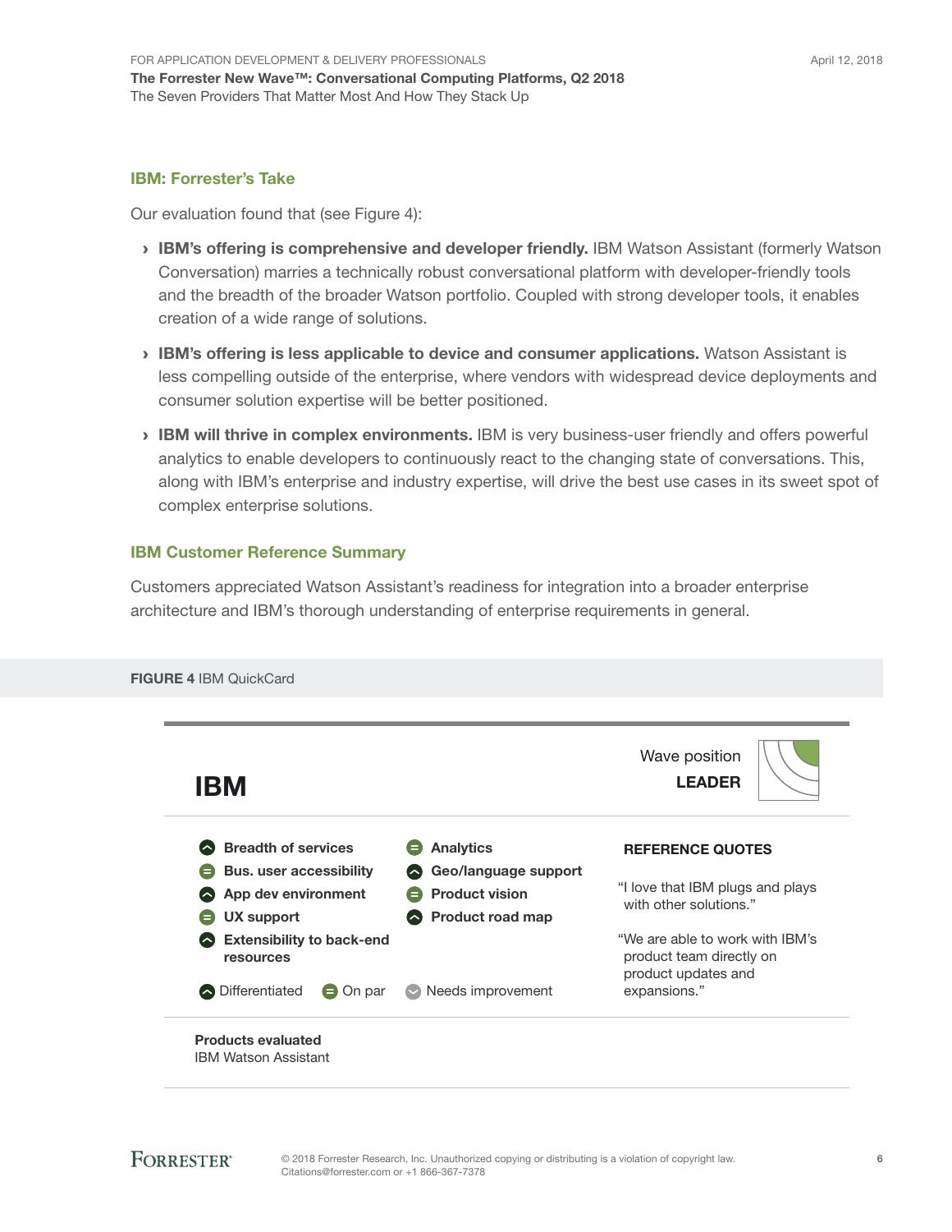### IBM: Forrester's Take

Our evaluation found that (see Figure 4):

- **IBM's offering is comprehensive and developer friendly.** IBM Watson Assistant (formerly Watson Conversation) marries a technically robust conversational platform with developer-friendly tools and the breadth of the broader Watson portfolio. Coupled with strong developer tools, it enables creation of a wide range of solutions.
- **IBM's offering is less applicable to device and consumer applications.** Watson Assistant is less compelling outside of the enterprise, where vendors with widespread device deployments and consumer solution expertise will be better positioned.
- **IBM will thrive in complex environments.** IBM is very business-user friendly and offers powerful analytics to enable developers to continuously react to the changing state of conversations. This, along with IBM's enterprise and industry expertise, will drive the best use cases in its sweet spot of complex enterprise solutions.

### IBM Customer Reference Summary

Customers appreciated Watson Assistant's readiness for integration into a broader enterprise architecture and IBM's thorough understanding of enterprise requirements in general.

**FIGURE 4** IBM QuickCard

## IBM

Wave position
**LEADER**

| Criterion | Rating |
|---|---|
| Breadth of services | Differentiated |
| Bus. user accessibility | On par |
| App dev environment | Differentiated |
| UX support | On par |
| Extensibility to back-end resources | Differentiated |
| Analytics | On par |
| Geo/language support | Differentiated |
| Product vision | On par |
| Product road map | Differentiated |

Legend: Differentiated · On par · Needs improvement

**REFERENCE QUOTES**

"I love that IBM plugs and plays with other solutions."

"We are able to work with IBM's product team directly on product updates and expansions."

**Products evaluated**
IBM Watson Assistant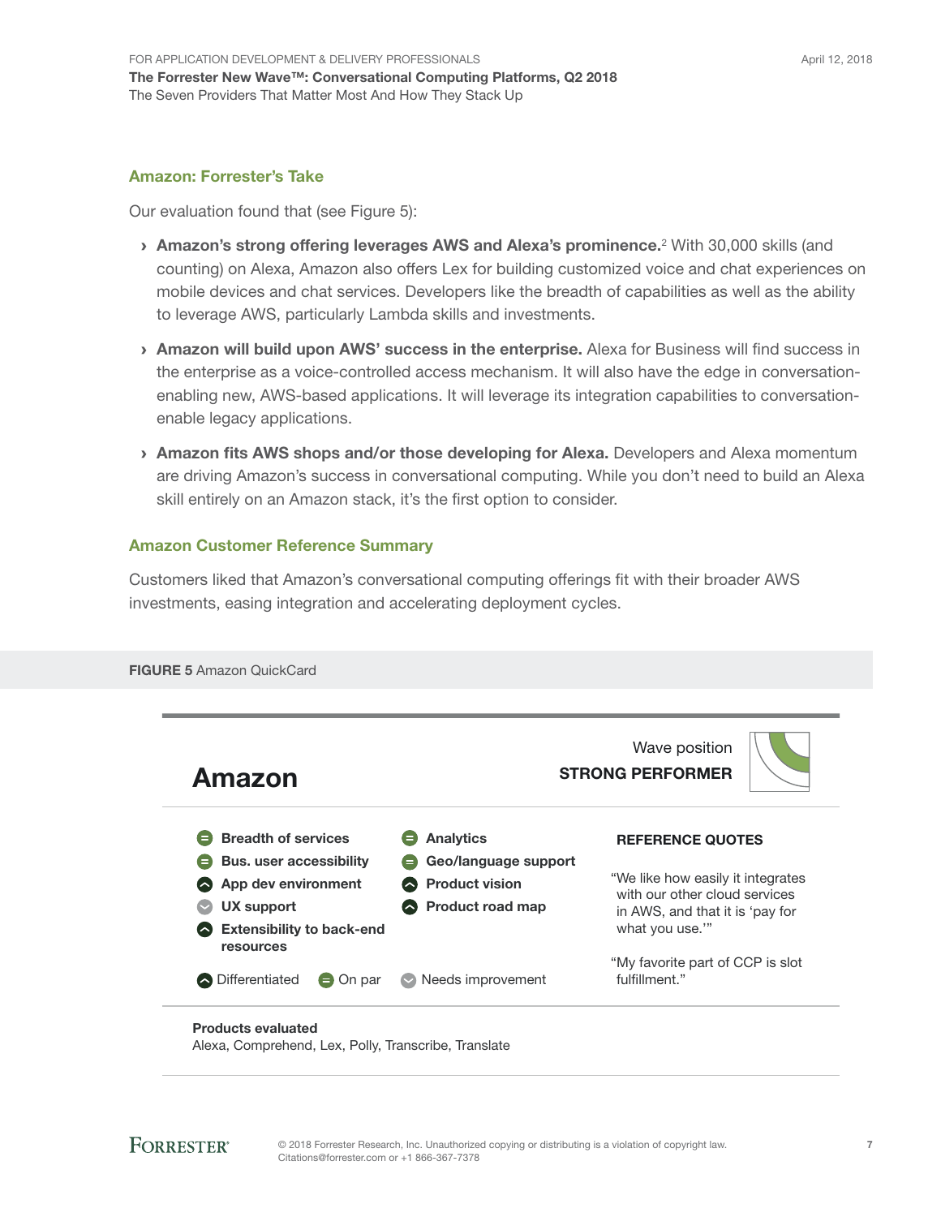## Amazon: Forrester's Take

Our evaluation found that (see Figure 5):

- **Amazon's strong offering leverages AWS and Alexa's prominence.**[2] With 30,000 skills (and counting) on Alexa, Amazon also offers Lex for building customized voice and chat experiences on mobile devices and chat services. Developers like the breadth of capabilities as well as the ability to leverage AWS, particularly Lambda skills and investments.
- **Amazon will build upon AWS' success in the enterprise.** Alexa for Business will find success in the enterprise as a voice-controlled access mechanism. It will also have the edge in conversation-enabling new, AWS-based applications. It will leverage its integration capabilities to conversation-enable legacy applications.
- **Amazon fits AWS shops and/or those developing for Alexa.** Developers and Alexa momentum are driving Amazon's success in conversational computing. While you don't need to build an Alexa skill entirely on an Amazon stack, it's the first option to consider.

## Amazon Customer Reference Summary

Customers liked that Amazon's conversational computing offerings fit with their broader AWS investments, easing integration and accelerating deployment cycles.

**FIGURE 5** Amazon QuickCard

### Amazon

Wave position
**STRONG PERFORMER**

| Criterion | Rating |
|---|---|
| Breadth of services | On par |
| Bus. user accessibility | On par |
| App dev environment | Differentiated |
| UX support | Needs improvement |
| Extensibility to back-end resources | Differentiated |
| Analytics | On par |
| Geo/language support | On par |
| Product vision | Differentiated |
| Product road map | Differentiated |

Differentiated | On par | Needs improvement

**REFERENCE QUOTES**

"We like how easily it integrates with our other cloud services in AWS, and that it is 'pay for what you use.'"

"My favorite part of CCP is slot fulfillment."

**Products evaluated**
Alexa, Comprehend, Lex, Polly, Transcribe, Translate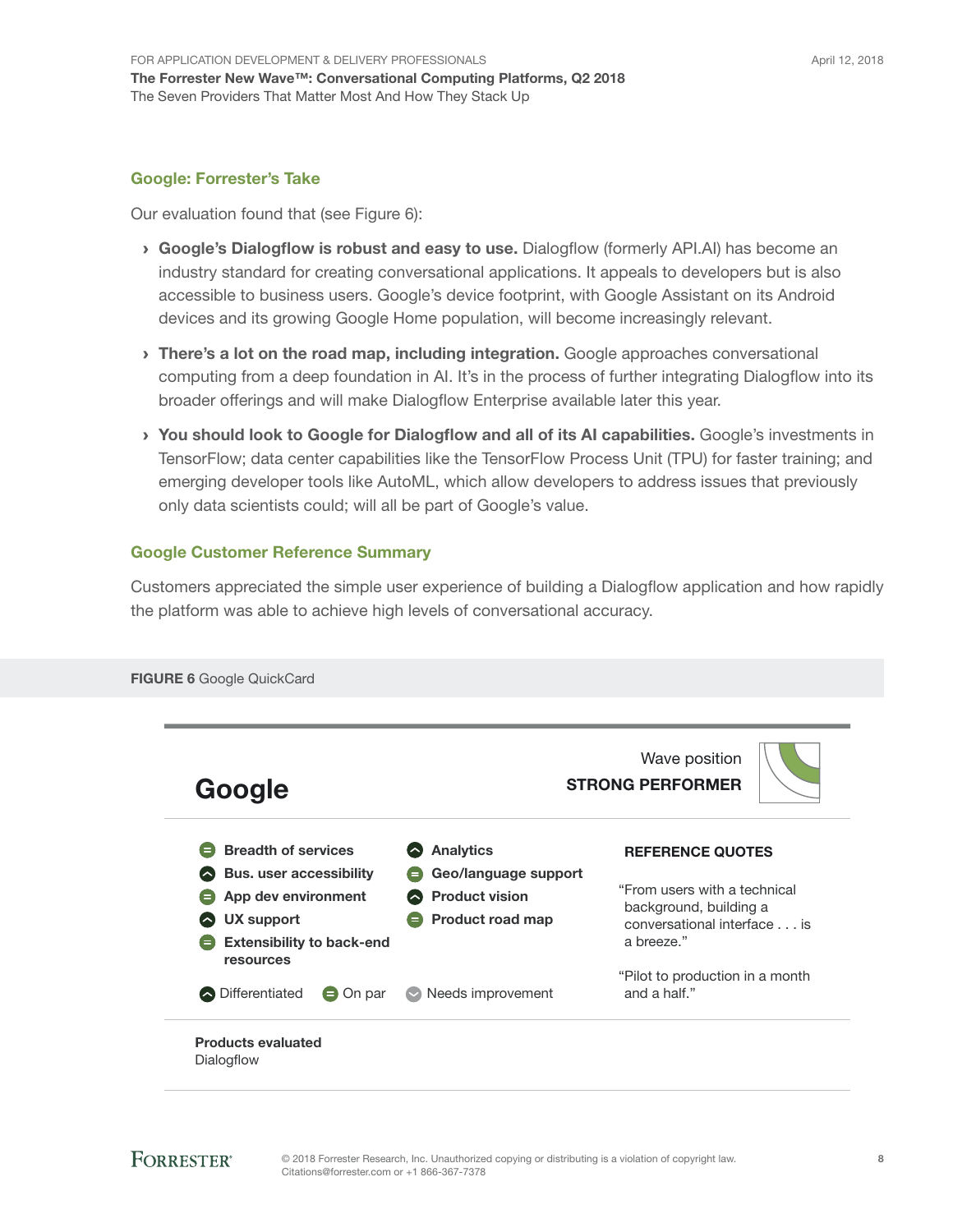## Google: Forrester's Take

Our evaluation found that (see Figure 6):

- **Google's Dialogflow is robust and easy to use.** Dialogflow (formerly API.AI) has become an industry standard for creating conversational applications. It appeals to developers but is also accessible to business users. Google's device footprint, with Google Assistant on its Android devices and its growing Google Home population, will become increasingly relevant.
- **There's a lot on the road map, including integration.** Google approaches conversational computing from a deep foundation in AI. It's in the process of further integrating Dialogflow into its broader offerings and will make Dialogflow Enterprise available later this year.
- **You should look to Google for Dialogflow and all of its AI capabilities.** Google's investments in TensorFlow; data center capabilities like the TensorFlow Process Unit (TPU) for faster training; and emerging developer tools like AutoML, which allow developers to address issues that previously only data scientists could; will all be part of Google's value.

## Google Customer Reference Summary

Customers appreciated the simple user experience of building a Dialogflow application and how rapidly the platform was able to achieve high levels of conversational accuracy.

**FIGURE 6** Google QuickCard

### Google

Wave position
**STRONG PERFORMER**

| Criterion | Rating |
|---|---|
| Breadth of services | On par |
| Bus. user accessibility | Differentiated |
| App dev environment | On par |
| UX support | Differentiated |
| Extensibility to back-end resources | On par |
| Analytics | Differentiated |
| Geo/language support | On par |
| Product vision | Differentiated |
| Product road map | On par |

Legend: Differentiated · On par · Needs improvement

**REFERENCE QUOTES**

"From users with a technical background, building a conversational interface . . . is a breeze."

"Pilot to production in a month and a half."

**Products evaluated**
Dialogflow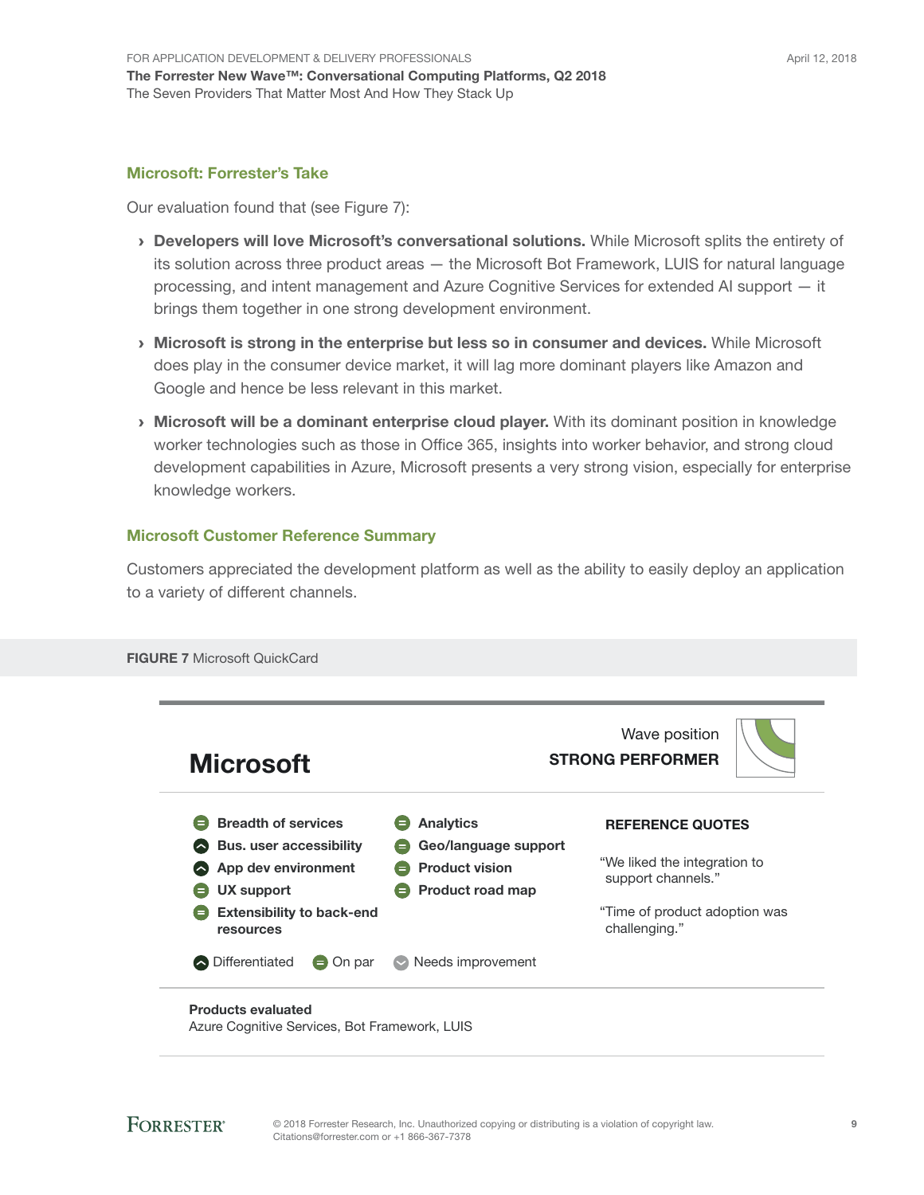## Microsoft: Forrester's Take

Our evaluation found that (see Figure 7):

- **Developers will love Microsoft's conversational solutions.** While Microsoft splits the entirety of its solution across three product areas — the Microsoft Bot Framework, LUIS for natural language processing, and intent management and Azure Cognitive Services for extended AI support — it brings them together in one strong development environment.
- **Microsoft is strong in the enterprise but less so in consumer and devices.** While Microsoft does play in the consumer device market, it will lag more dominant players like Amazon and Google and hence be less relevant in this market.
- **Microsoft will be a dominant enterprise cloud player.** With its dominant position in knowledge worker technologies such as those in Office 365, insights into worker behavior, and strong cloud development capabilities in Azure, Microsoft presents a very strong vision, especially for enterprise knowledge workers.

## Microsoft Customer Reference Summary

Customers appreciated the development platform as well as the ability to easily deploy an application to a variety of different channels.

**FIGURE 7** Microsoft QuickCard

### Microsoft

Wave position
**STRONG PERFORMER**

| Criterion | Rating |
|---|---|
| Breadth of services | On par |
| Bus. user accessibility | Differentiated |
| App dev environment | Differentiated |
| UX support | On par |
| Extensibility to back-end resources | On par |
| Analytics | On par |
| Geo/language support | On par |
| Product vision | On par |
| Product road map | On par |

Differentiated | On par | Needs improvement

**REFERENCE QUOTES**

"We liked the integration to support channels."

"Time of product adoption was challenging."

**Products evaluated**
Azure Cognitive Services, Bot Framework, LUIS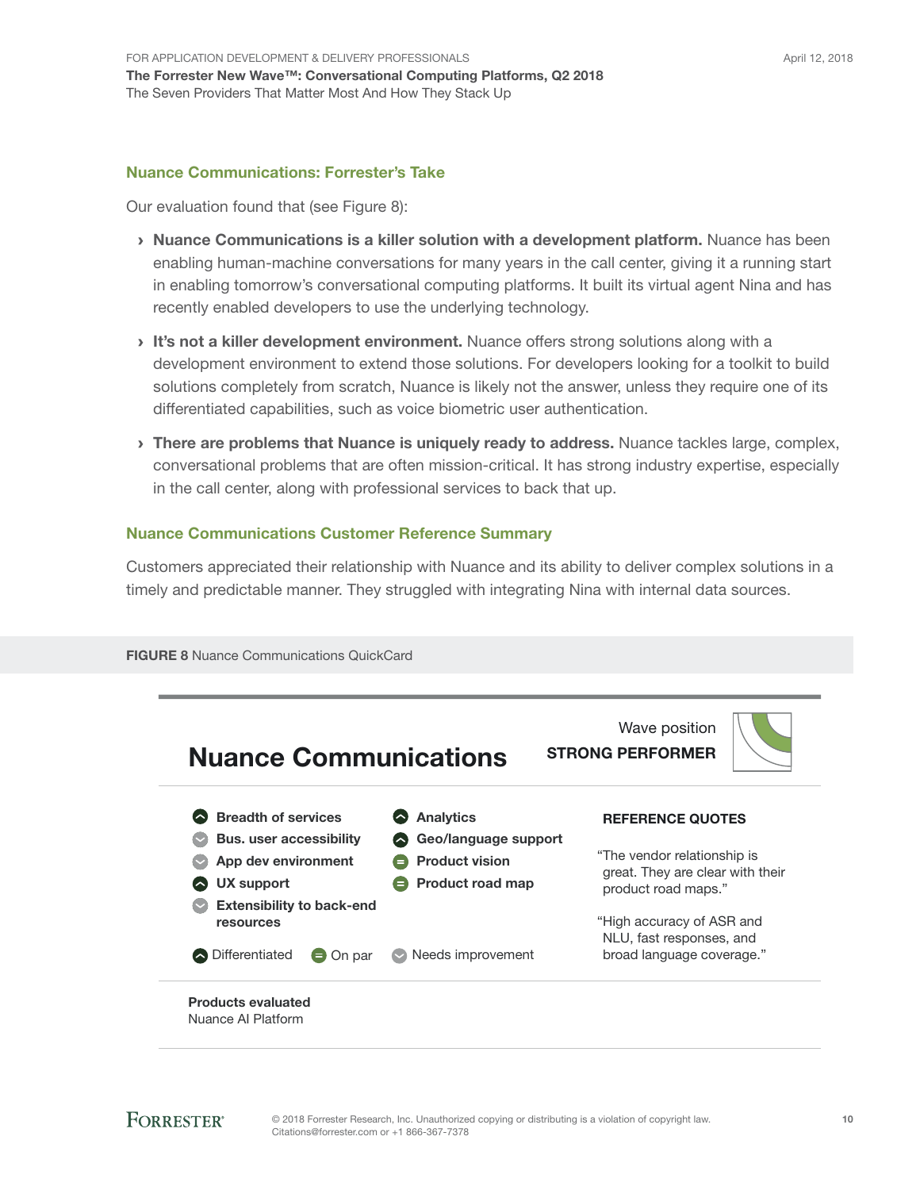## Nuance Communications: Forrester's Take

Our evaluation found that (see Figure 8):

- **Nuance Communications is a killer solution with a development platform.** Nuance has been enabling human-machine conversations for many years in the call center, giving it a running start in enabling tomorrow's conversational computing platforms. It built its virtual agent Nina and has recently enabled developers to use the underlying technology.
- **It's not a killer development environment.** Nuance offers strong solutions along with a development environment to extend those solutions. For developers looking for a toolkit to build solutions completely from scratch, Nuance is likely not the answer, unless they require one of its differentiated capabilities, such as voice biometric user authentication.
- **There are problems that Nuance is uniquely ready to address.** Nuance tackles large, complex, conversational problems that are often mission-critical. It has strong industry expertise, especially in the call center, along with professional services to back that up.

## Nuance Communications Customer Reference Summary

Customers appreciated their relationship with Nuance and its ability to deliver complex solutions in a timely and predictable manner. They struggled with integrating Nina with internal data sources.

**FIGURE 8** Nuance Communications QuickCard

### Nuance Communications

Wave position
**STRONG PERFORMER**

| Criterion | Rating |
|---|---|
| Breadth of services | Differentiated |
| Bus. user accessibility | Needs improvement |
| App dev environment | Needs improvement |
| UX support | Differentiated |
| Extensibility to back-end resources | Needs improvement |
| Analytics | Differentiated |
| Geo/language support | Differentiated |
| Product vision | On par |
| Product road map | On par |

**REFERENCE QUOTES**

"The vendor relationship is great. They are clear with their product road maps."

"High accuracy of ASR and NLU, fast responses, and broad language coverage."

**Products evaluated**
Nuance AI Platform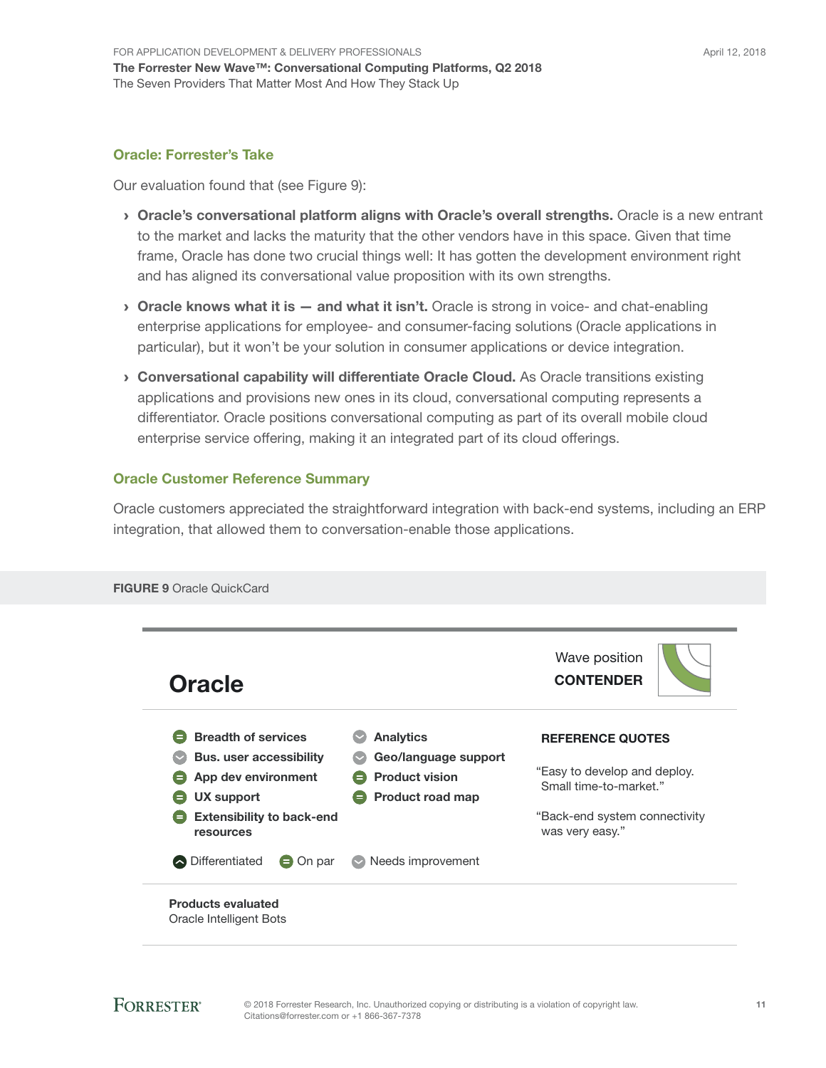### Oracle: Forrester's Take

Our evaluation found that (see Figure 9):

- **Oracle's conversational platform aligns with Oracle's overall strengths.** Oracle is a new entrant to the market and lacks the maturity that the other vendors have in this space. Given that time frame, Oracle has done two crucial things well: It has gotten the development environment right and has aligned its conversational value proposition with its own strengths.
- **Oracle knows what it is — and what it isn't.** Oracle is strong in voice- and chat-enabling enterprise applications for employee- and consumer-facing solutions (Oracle applications in particular), but it won't be your solution in consumer applications or device integration.
- **Conversational capability will differentiate Oracle Cloud.** As Oracle transitions existing applications and provisions new ones in its cloud, conversational computing represents a differentiator. Oracle positions conversational computing as part of its overall mobile cloud enterprise service offering, making it an integrated part of its cloud offerings.

### Oracle Customer Reference Summary

Oracle customers appreciated the straightforward integration with back-end systems, including an ERP integration, that allowed them to conversation-enable those applications.

**FIGURE 9** Oracle QuickCard

## Oracle

Wave position
**CONTENDER**

| Criterion | Rating |
| --- | --- |
| Breadth of services | On par |
| Bus. user accessibility | Needs improvement |
| App dev environment | On par |
| UX support | On par |
| Extensibility to back-end resources | On par |
| Analytics | Needs improvement |
| Geo/language support | Needs improvement |
| Product vision | On par |
| Product road map | On par |

Differentiated / On par / Needs improvement

**REFERENCE QUOTES**

"Easy to develop and deploy. Small time-to-market."

"Back-end system connectivity was very easy."

**Products evaluated**
Oracle Intelligent Bots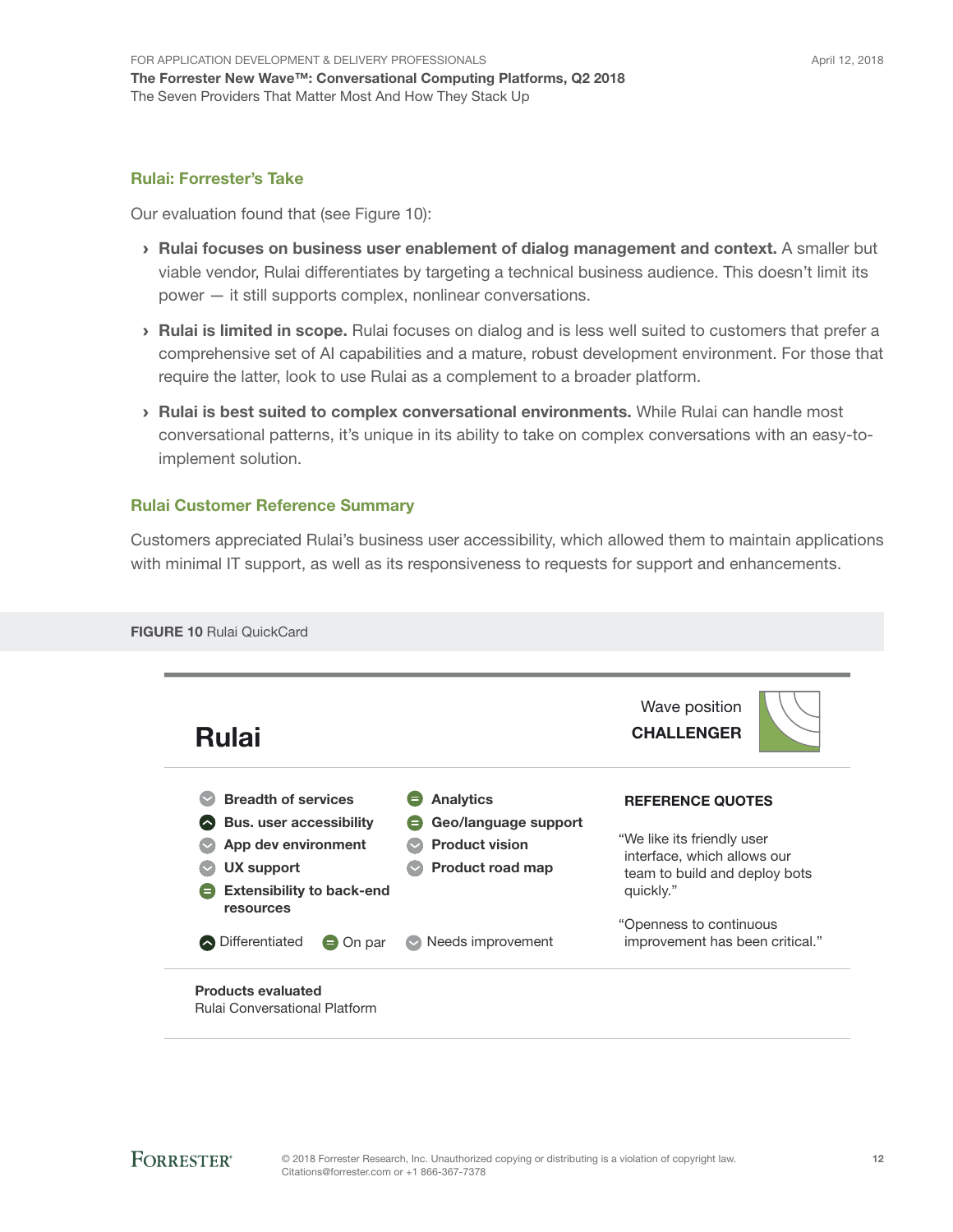## Rulai: Forrester's Take

Our evaluation found that (see Figure 10):

- **Rulai focuses on business user enablement of dialog management and context.** A smaller but viable vendor, Rulai differentiates by targeting a technical business audience. This doesn't limit its power — it still supports complex, nonlinear conversations.
- **Rulai is limited in scope.** Rulai focuses on dialog and is less well suited to customers that prefer a comprehensive set of AI capabilities and a mature, robust development environment. For those that require the latter, look to use Rulai as a complement to a broader platform.
- **Rulai is best suited to complex conversational environments.** While Rulai can handle most conversational patterns, it's unique in its ability to take on complex conversations with an easy-to-implement solution.

## Rulai Customer Reference Summary

Customers appreciated Rulai's business user accessibility, which allowed them to maintain applications with minimal IT support, as well as its responsiveness to requests for support and enhancements.

**FIGURE 10** Rulai QuickCard

# Rulai

Wave position
**CHALLENGER**

| Criterion | Rating |
|---|---|
| Breadth of services | Needs improvement |
| Bus. user accessibility | Differentiated |
| App dev environment | Needs improvement |
| UX support | Needs improvement |
| Extensibility to back-end resources | On par |
| Analytics | On par |
| Geo/language support | On par |
| Product vision | Needs improvement |
| Product road map | Needs improvement |

Differentiated | On par | Needs improvement

**REFERENCE QUOTES**

"We like its friendly user interface, which allows our team to build and deploy bots quickly."

"Openness to continuous improvement has been critical."

**Products evaluated**
Rulai Conversational Platform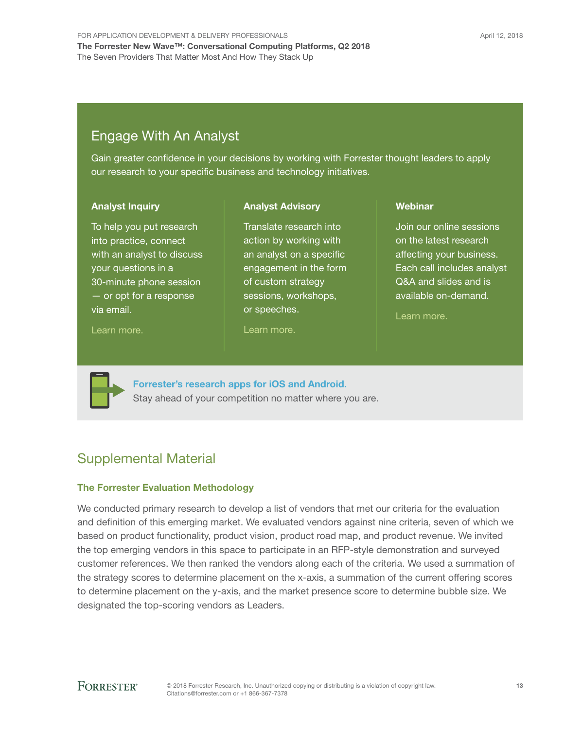## Engage With An Analyst

Gain greater confidence in your decisions by working with Forrester thought leaders to apply our research to your specific business and technology initiatives.

### Analyst Inquiry

To help you put research into practice, connect with an analyst to discuss your questions in a 30-minute phone session — or opt for a response via email.

Learn more.

### Analyst Advisory

Translate research into action by working with an analyst on a specific engagement in the form of custom strategy sessions, workshops, or speeches.

Learn more.

### Webinar

Join our online sessions on the latest research affecting your business. Each call includes analyst Q&A and slides and is available on-demand.

Learn more.

**Forrester's research apps for iOS and Android.**
Stay ahead of your competition no matter where you are.

## Supplemental Material

### The Forrester Evaluation Methodology

We conducted primary research to develop a list of vendors that met our criteria for the evaluation and definition of this emerging market. We evaluated vendors against nine criteria, seven of which we based on product functionality, product vision, product road map, and product revenue. We invited the top emerging vendors in this space to participate in an RFP-style demonstration and surveyed customer references. We then ranked the vendors along each of the criteria. We used a summation of the strategy scores to determine placement on the x-axis, a summation of the current offering scores to determine placement on the y-axis, and the market presence score to determine bubble size. We designated the top-scoring vendors as Leaders.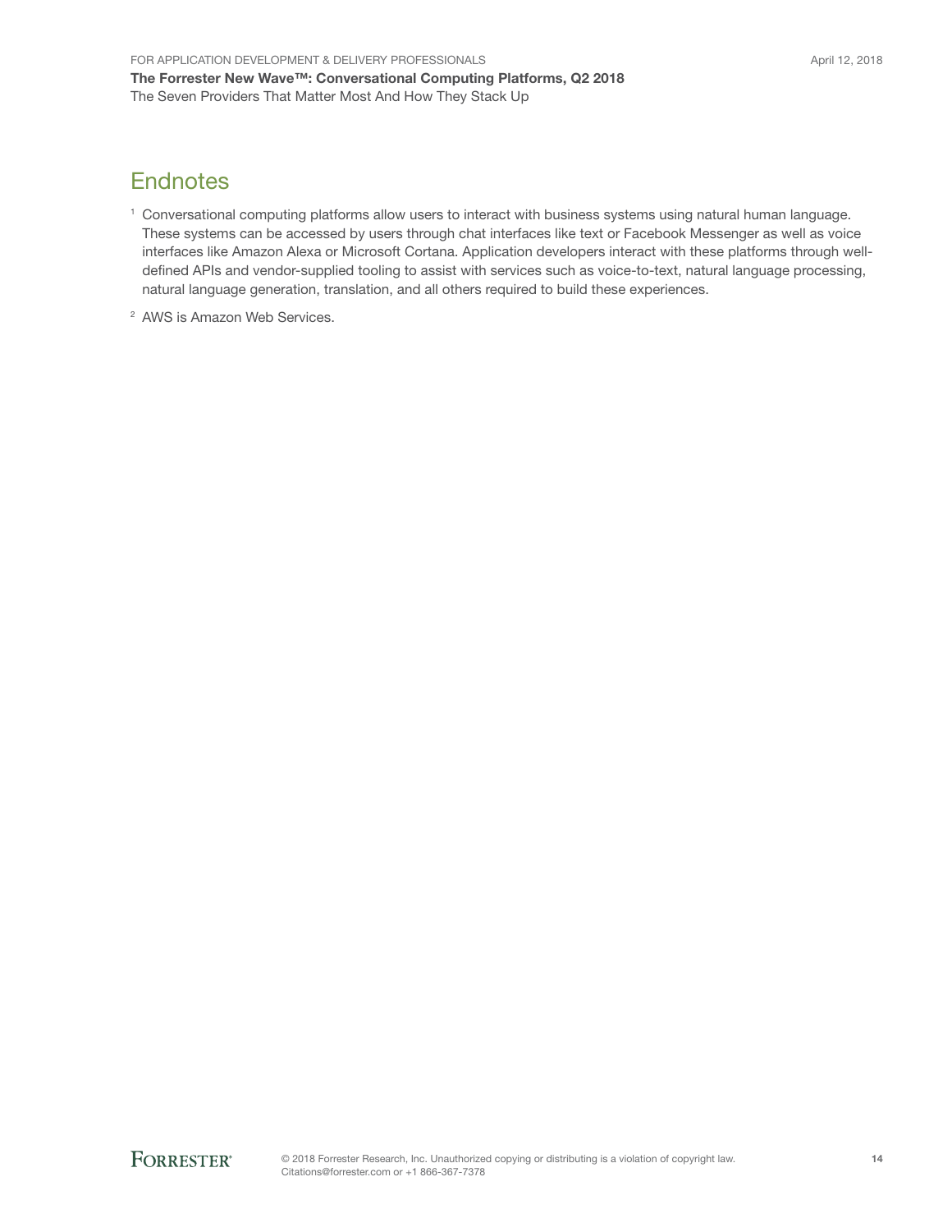## Endnotes

[1] Conversational computing platforms allow users to interact with business systems using natural human language. These systems can be accessed by users through chat interfaces like text or Facebook Messenger as well as voice interfaces like Amazon Alexa or Microsoft Cortana. Application developers interact with these platforms through well-defined APIs and vendor-supplied tooling to assist with services such as voice-to-text, natural language processing, natural language generation, translation, and all others required to build these experiences.

[2] AWS is Amazon Web Services.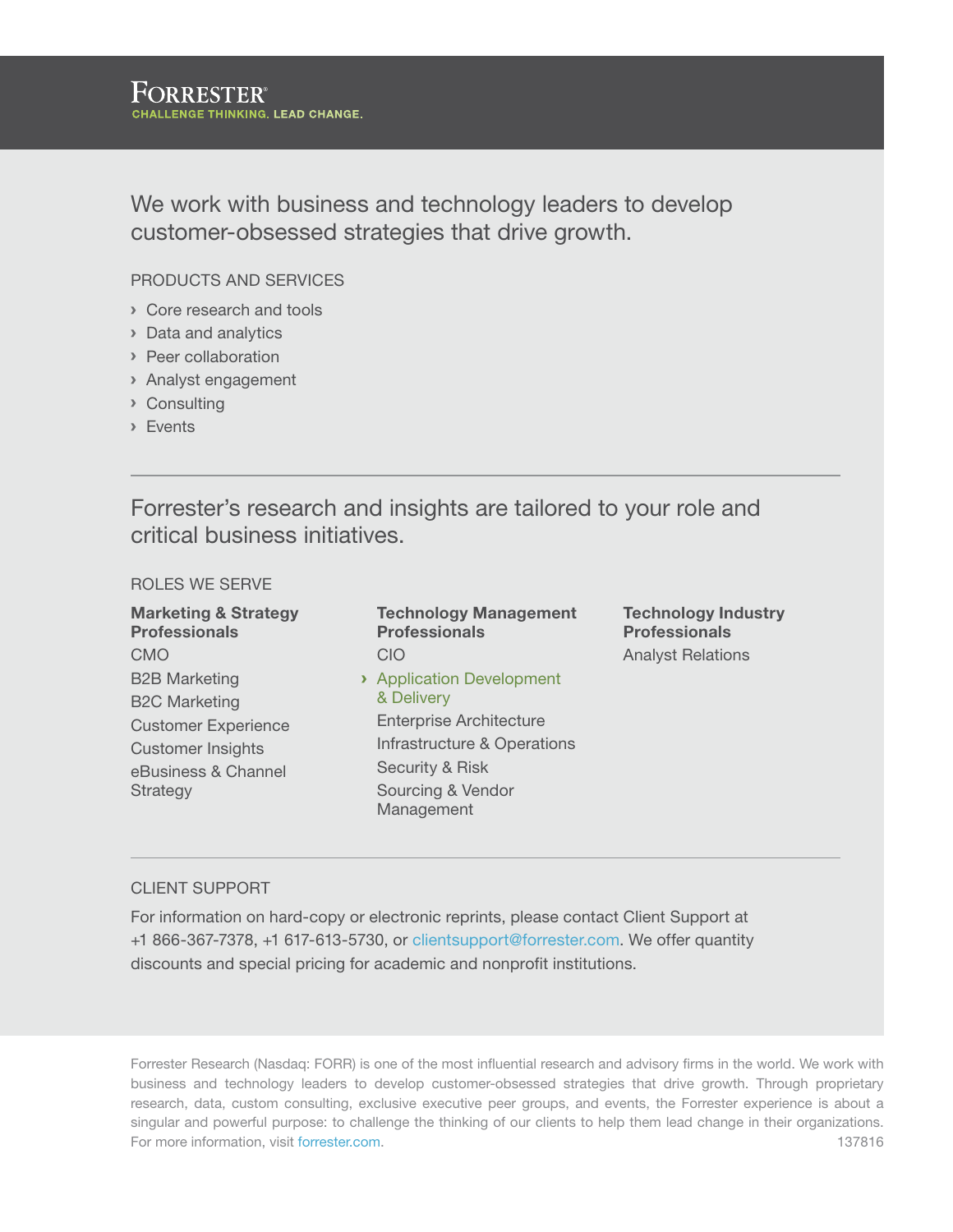**FORRESTER**®
CHALLENGE THINKING. LEAD CHANGE.

## We work with business and technology leaders to develop customer-obsessed strategies that drive growth.

PRODUCTS AND SERVICES

- Core research and tools
- Data and analytics
- Peer collaboration
- Analyst engagement
- Consulting
- Events

---

## Forrester's research and insights are tailored to your role and critical business initiatives.

ROLES WE SERVE

**Marketing & Strategy Professionals**
CMO
B2B Marketing
B2C Marketing
Customer Experience
Customer Insights
eBusiness & Channel Strategy

**Technology Management Professionals**
CIO
› Application Development & Delivery
Enterprise Architecture
Infrastructure & Operations
Security & Risk
Sourcing & Vendor Management

**Technology Industry Professionals**
Analyst Relations

---

CLIENT SUPPORT

For information on hard-copy or electronic reprints, please contact Client Support at +1 866-367-7378, +1 617-613-5730, or clientsupport@forrester.com. We offer quantity discounts and special pricing for academic and nonprofit institutions.

Forrester Research (Nasdaq: FORR) is one of the most influential research and advisory firms in the world. We work with business and technology leaders to develop customer-obsessed strategies that drive growth. Through proprietary research, data, custom consulting, exclusive executive peer groups, and events, the Forrester experience is about a singular and powerful purpose: to challenge the thinking of our clients to help them lead change in their organizations. For more information, visit forrester.com. 137816